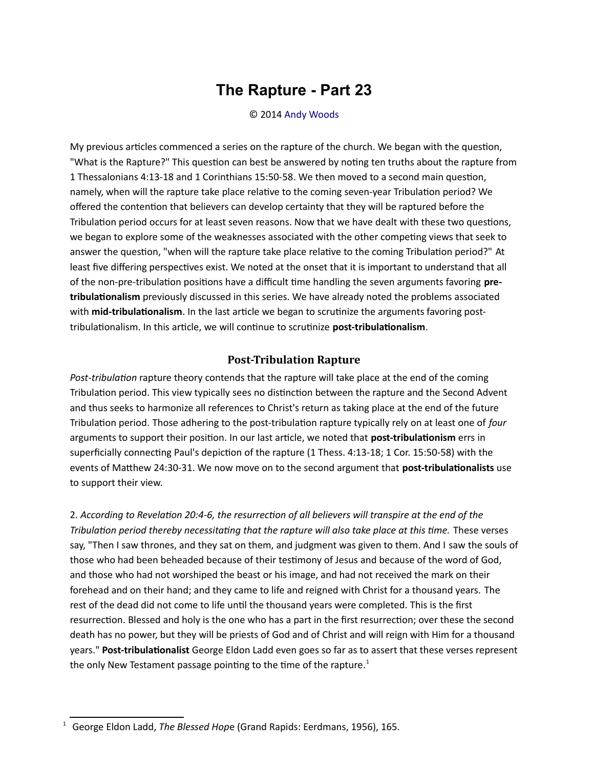# The Rapture - Part 23

© 2014 Andy Woods

My previous articles commenced a series on the rapture of the church. We began with the question, "What is the Rapture?" This question can best be answered by noting ten truths about the rapture from 1 Thessalonians 4:13-18 and 1 Corinthians 15:50-58. We then moved to a second main question, namely, when will the rapture take place relative to the coming seven-year Tribulation period? We offered the contention that believers can develop certainty that they will be raptured before the Tribulation period occurs for at least seven reasons. Now that we have dealt with these two questions, we began to explore some of the weaknesses associated with the other competing views that seek to answer the question, "when will the rapture take place relative to the coming Tribulation period?" At least five differing perspectives exist. We noted at the onset that it is important to understand that all of the non-pre-tribulation positions have a difficult time handling the seven arguments favoring **pre-tribulationalism** previously discussed in this series. We have already noted the problems associated with **mid-tribulationalism**. In the last article we began to scrutinize the arguments favoring post-tribulationalism. In this article, we will continue to scrutinize **post-tribulationalism**.

## Post-Tribulation Rapture

*Post-tribulation* rapture theory contends that the rapture will take place at the end of the coming Tribulation period. This view typically sees no distinction between the rapture and the Second Advent and thus seeks to harmonize all references to Christ's return as taking place at the end of the future Tribulation period. Those adhering to the post-tribulation rapture typically rely on at least one of *four* arguments to support their position. In our last article, we noted that **post-tribulationism** errs in superficially connecting Paul's depiction of the rapture (1 Thess. 4:13-18; 1 Cor. 15:50-58) with the events of Matthew 24:30-31. We now move on to the second argument that **post-tribulationalists** use to support their view.

2. *According to Revelation 20:4-6, the resurrection of all believers will transpire at the end of the Tribulation period thereby necessitating that the rapture will also take place at this time.* These verses say, "Then I saw thrones, and they sat on them, and judgment was given to them. And I saw the souls of those who had been beheaded because of their testimony of Jesus and because of the word of God, and those who had not worshiped the beast or his image, and had not received the mark on their forehead and on their hand; and they came to life and reigned with Christ for a thousand years. The rest of the dead did not come to life until the thousand years were completed. This is the first resurrection. Blessed and holy is the one who has a part in the first resurrection; over these the second death has no power, but they will be priests of God and of Christ and will reign with Him for a thousand years." **Post-tribulationalist** George Eldon Ladd even goes so far as to assert that these verses represent the only New Testament passage pointing to the time of the rapture.[1]

---

[1] George Eldon Ladd, *The Blessed Hop*e (Grand Rapids: Eerdmans, 1956), 165.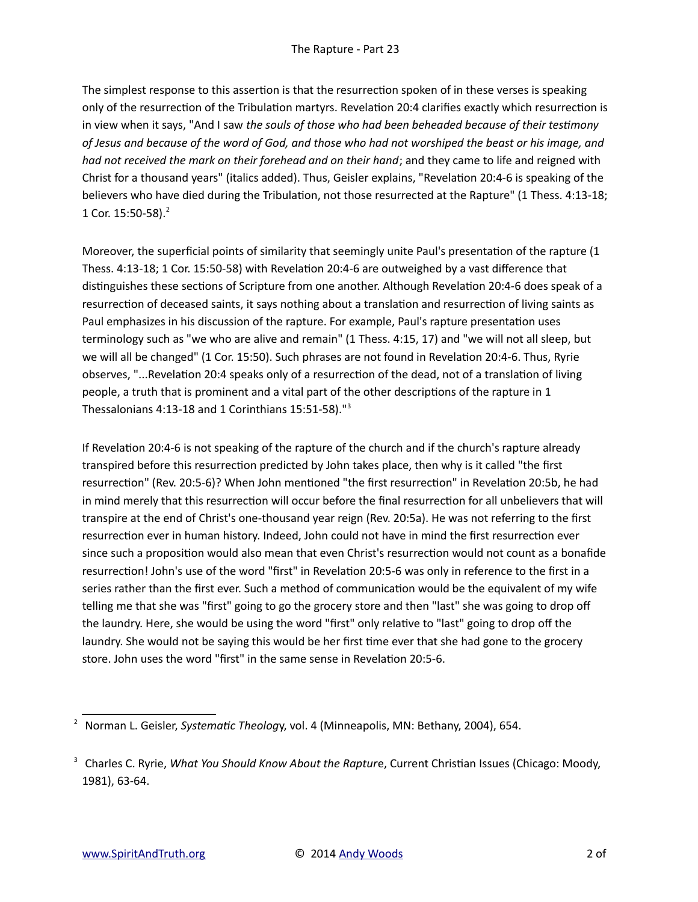The simplest response to this assertion is that the resurrection spoken of in these verses is speaking only of the resurrection of the Tribulation martyrs. Revelation 20:4 clarifies exactly which resurrection is in view when it says, "And I saw *the souls of those who had been beheaded because of their testimony of Jesus and because of the word of God, and those who had not worshiped the beast or his image, and had not received the mark on their forehead and on their hand*; and they came to life and reigned with Christ for a thousand years" (italics added). Thus, Geisler explains, "Revelation 20:4-6 is speaking of the believers who have died during the Tribulation, not those resurrected at the Rapture" (1 Thess. 4:13-18; 1 Cor. 15:50-58).[2]

Moreover, the superficial points of similarity that seemingly unite Paul's presentation of the rapture (1 Thess. 4:13-18; 1 Cor. 15:50-58) with Revelation 20:4-6 are outweighed by a vast difference that distinguishes these sections of Scripture from one another. Although Revelation 20:4-6 does speak of a resurrection of deceased saints, it says nothing about a translation and resurrection of living saints as Paul emphasizes in his discussion of the rapture. For example, Paul's rapture presentation uses terminology such as "we who are alive and remain" (1 Thess. 4:15, 17) and "we will not all sleep, but we will all be changed" (1 Cor. 15:50). Such phrases are not found in Revelation 20:4-6. Thus, Ryrie observes, "...Revelation 20:4 speaks only of a resurrection of the dead, not of a translation of living people, a truth that is prominent and a vital part of the other descriptions of the rapture in 1 Thessalonians 4:13-18 and 1 Corinthians 15:51-58)."[3]

If Revelation 20:4-6 is not speaking of the rapture of the church and if the church's rapture already transpired before this resurrection predicted by John takes place, then why is it called "the first resurrection" (Rev. 20:5-6)? When John mentioned "the first resurrection" in Revelation 20:5b, he had in mind merely that this resurrection will occur before the final resurrection for all unbelievers that will transpire at the end of Christ's one-thousand year reign (Rev. 20:5a). He was not referring to the first resurrection ever in human history. Indeed, John could not have in mind the first resurrection ever since such a proposition would also mean that even Christ's resurrection would not count as a bonafide resurrection! John's use of the word "first" in Revelation 20:5-6 was only in reference to the first in a series rather than the first ever. Such a method of communication would be the equivalent of my wife telling me that she was "first" going to go the grocery store and then "last" she was going to drop off the laundry. Here, she would be using the word "first" only relative to "last" going to drop off the laundry. She would not be saying this would be her first time ever that she had gone to the grocery store. John uses the word "first" in the same sense in Revelation 20:5-6.

---

[2] Norman L. Geisler, *Systematic Theology*, vol. 4 (Minneapolis, MN: Bethany, 2004), 654.

[3] Charles C. Ryrie, *What You Should Know About the Rapture*, Current Christian Issues (Chicago: Moody, 1981), 63-64.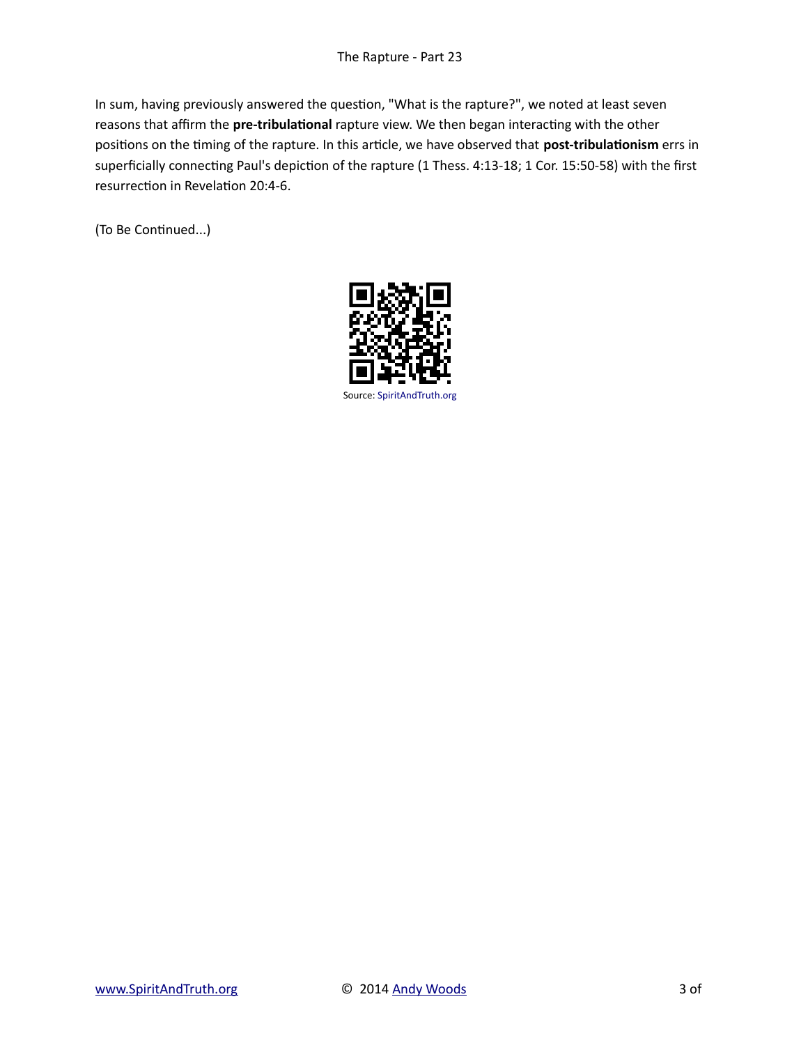In sum, having previously answered the question, "What is the rapture?", we noted at least seven reasons that affirm the **pre-tribulational** rapture view. We then began interacting with the other positions on the timing of the rapture. In this article, we have observed that **post-tribulationism** errs in superficially connecting Paul's depiction of the rapture (1 Thess. 4:13-18; 1 Cor. 15:50-58) with the first resurrection in Revelation 20:4-6.

(To Be Continued...)

Source: SpiritAndTruth.org